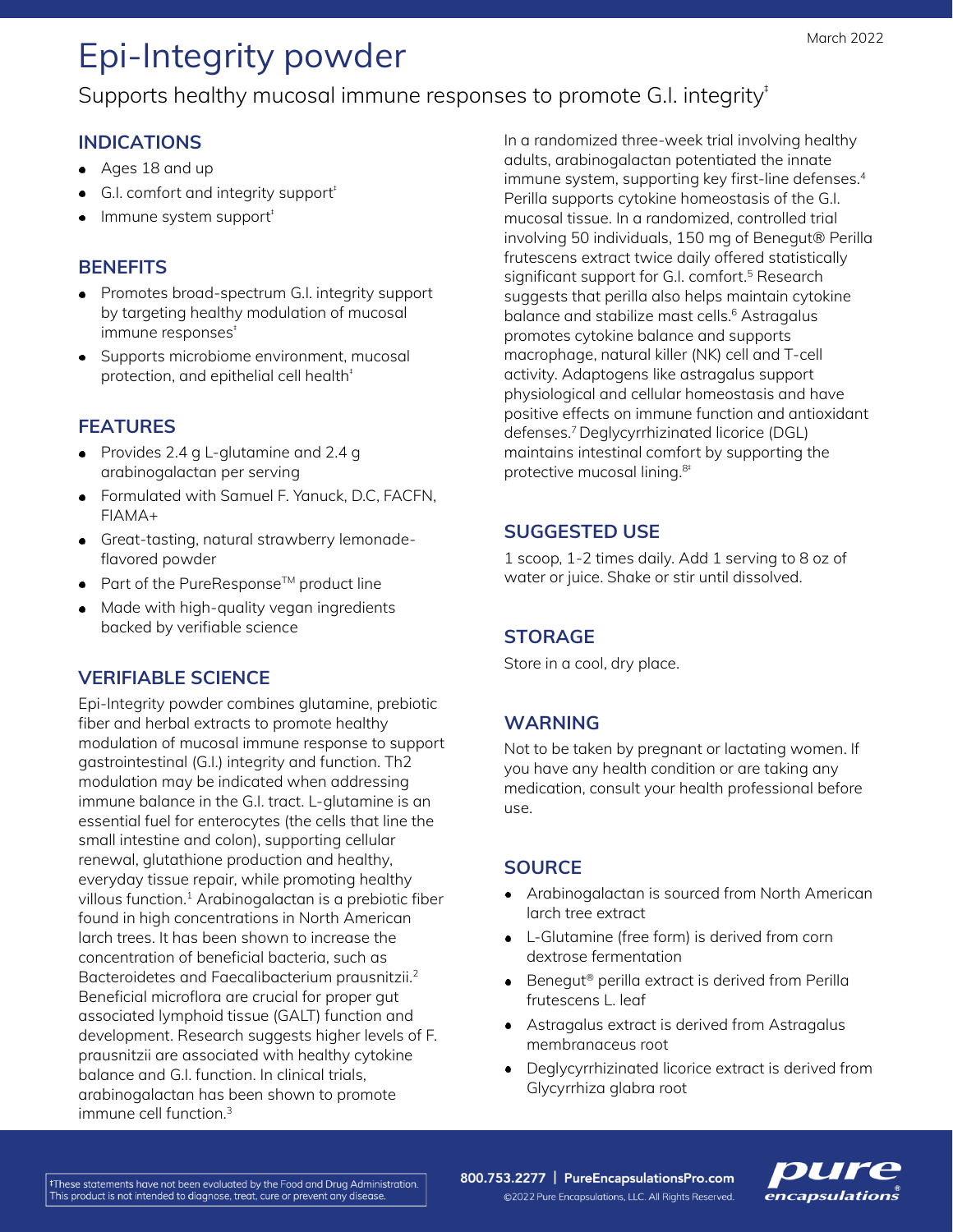# Epi-Integrity powder

Supports healthy mucosal immune responses to promote G.I. integrity‡

## INDICATIONS

- Ages 18 and up
- G.I. comfort and integrity support‡
- Immune system support‡

## BENEFITS

- Promotes broad-spectrum G.I. integrity support by targeting healthy modulation of mucosal immune responses‡
- Supports microbiome environment, mucosal protection, and epithelial cell health‡

## FEATURES

- Provides 2.4 g L-glutamine and 2.4 g arabinogalactan per serving
- Formulated with Samuel F. Yanuck, D.C, FACFN, FIAMA+
- Great-tasting, natural strawberry lemonade-flavored powder
- Part of the PureResponse™ product line
- Made with high-quality vegan ingredients backed by verifiable science

## VERIFIABLE SCIENCE

Epi-Integrity powder combines glutamine, prebiotic fiber and herbal extracts to promote healthy modulation of mucosal immune response to support gastrointestinal (G.I.) integrity and function. Th2 modulation may be indicated when addressing immune balance in the G.I. tract. L-glutamine is an essential fuel for enterocytes (the cells that line the small intestine and colon), supporting cellular renewal, glutathione production and healthy, everyday tissue repair, while promoting healthy villous function.[1] Arabinogalactan is a prebiotic fiber found in high concentrations in North American larch trees. It has been shown to increase the concentration of beneficial bacteria, such as Bacteroidetes and Faecalibacterium prausnitzii.[2] Beneficial microflora are crucial for proper gut associated lymphoid tissue (GALT) function and development. Research suggests higher levels of F. prausnitzii are associated with healthy cytokine balance and G.I. function. In clinical trials, arabinogalactan has been shown to promote immune cell function.[3]

In a randomized three-week trial involving healthy adults, arabinogalactan potentiated the innate immune system, supporting key first-line defenses.[4] Perilla supports cytokine homeostasis of the G.I. mucosal tissue. In a randomized, controlled trial involving 50 individuals, 150 mg of Benegut® Perilla frutescens extract twice daily offered statistically significant support for G.I. comfort.[5] Research suggests that perilla also helps maintain cytokine balance and stabilize mast cells.[6] Astragalus promotes cytokine balance and supports macrophage, natural killer (NK) cell and T-cell activity. Adaptogens like astragalus support physiological and cellular homeostasis and have positive effects on immune function and antioxidant defenses.[7] Deglycyrrhizinated licorice (DGL) maintains intestinal comfort by supporting the protective mucosal lining.[8]‡

## SUGGESTED USE

1 scoop, 1-2 times daily. Add 1 serving to 8 oz of water or juice. Shake or stir until dissolved.

## STORAGE

Store in a cool, dry place.

## WARNING

Not to be taken by pregnant or lactating women. If you have any health condition or are taking any medication, consult your health professional before use.

## SOURCE

- Arabinogalactan is sourced from North American larch tree extract
- L-Glutamine (free form) is derived from corn dextrose fermentation
- Benegut® perilla extract is derived from Perilla frutescens L. leaf
- Astragalus extract is derived from Astragalus membranaceus root
- Deglycyrrhizinated licorice extract is derived from Glycyrrhiza glabra root

‡These statements have not been evaluated by the Food and Drug Administration. This product is not intended to diagnose, treat, cure or prevent any disease.

800.753.2277 | PureEncapsulationsPro.com

©2022 Pure Encapsulations, LLC. All Rights Reserved.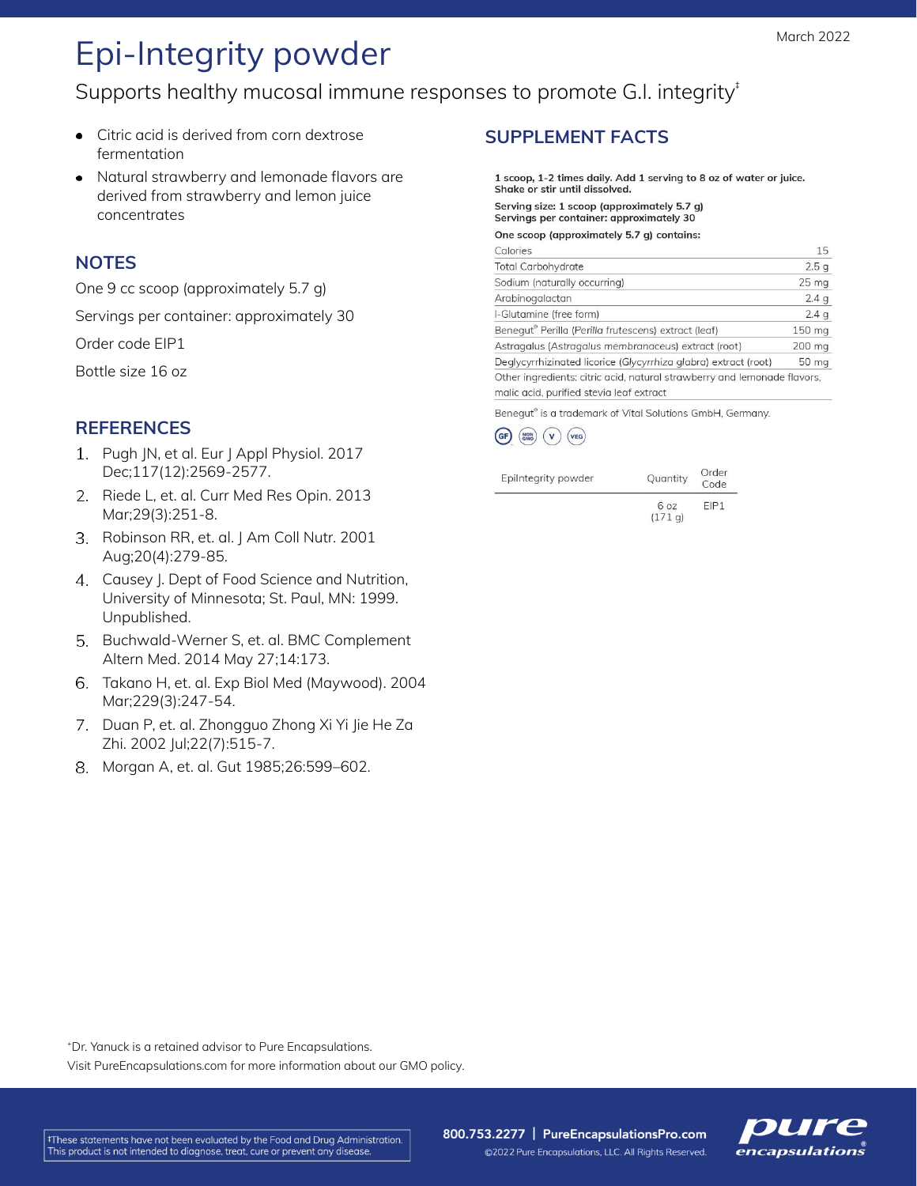March 2022

# Epi-Integrity powder

Supports healthy mucosal immune responses to promote G.I. integrity‡

- Citric acid is derived from corn dextrose fermentation
- Natural strawberry and lemonade flavors are derived from strawberry and lemon juice concentrates

## NOTES

One 9 cc scoop (approximately 5.7 g)

Servings per container: approximately 30

Order code EIP1

Bottle size 16 oz

## REFERENCES

1. Pugh JN, et al. Eur J Appl Physiol. 2017 Dec;117(12):2569-2577.
2. Riede L, et. al. Curr Med Res Opin. 2013 Mar;29(3):251-8.
3. Robinson RR, et. al. J Am Coll Nutr. 2001 Aug;20(4):279-85.
4. Causey J. Dept of Food Science and Nutrition, University of Minnesota; St. Paul, MN: 1999. Unpublished.
5. Buchwald-Werner S, et. al. BMC Complement Altern Med. 2014 May 27;14:173.
6. Takano H, et. al. Exp Biol Med (Maywood). 2004 Mar;229(3):247-54.
7. Duan P, et. al. Zhongguo Zhong Xi Yi Jie He Za Zhi. 2002 Jul;22(7):515-7.
8. Morgan A, et. al. Gut 1985;26:599–602.

## SUPPLEMENT FACTS

**1 scoop, 1-2 times daily. Add 1 serving to 8 oz of water or juice. Shake or stir until dissolved.**

**Serving size: 1 scoop (approximately 5.7 g)**
**Servings per container: approximately 30**

**One scoop (approximately 5.7 g) contains:**

| | |
|---|---|
| Calories | 15 |
| Total Carbohydrate | 2.5 g |
| Sodium (naturally occurring) | 25 mg |
| Arabinogalactan | 2.4 g |
| l-Glutamine (free form) | 2.4 g |
| Benegut® Perilla (*Perilla frutescens*) extract (leaf) | 150 mg |
| Astragalus (*Astragalus membranaceus*) extract (root) | 200 mg |
| Deglycyrrhizinated licorice (*Glycyrrhiza glabra*) extract (root) | 50 mg |

Other ingredients: citric acid, natural strawberry and lemonade flavors, malic acid, purified stevia leaf extract

Benegut® is a trademark of Vital Solutions GmbH, Germany.

GF NON GMO V VEG

| EpiIntegrity powder | Quantity | Order Code |
|---|---|---|
| | 6 oz (171 g) | EIP1 |

+Dr. Yanuck is a retained advisor to Pure Encapsulations.

Visit PureEncapsulations.com for more information about our GMO policy.

†These statements have not been evaluated by the Food and Drug Administration. This product is not intended to diagnose, treat, cure or prevent any disease.

800.753.2277 | PureEncapsulationsPro.com

©2022 Pure Encapsulations, LLC. All Rights Reserved.

pure encapsulations®